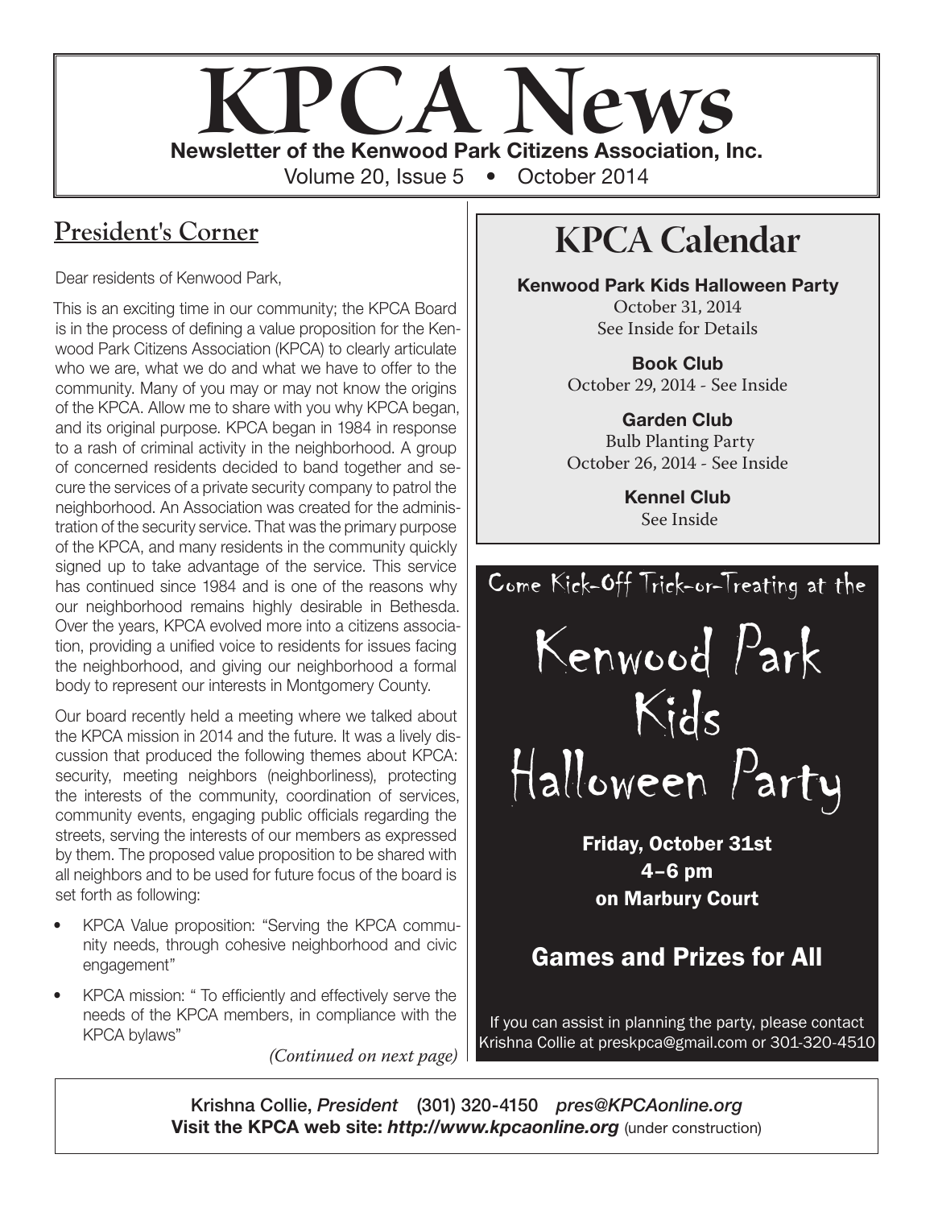# KPCA News

**Newsletter of the Kenwood Park Citizens Association, Inc.**

Volume 20, Issue 5 • October 2014

## President's Corner

Dear residents of Kenwood Park,

This is an exciting time in our community; the KPCA Board is in the process of defining a value proposition for the Kenwood Park Citizens Association (KPCA) to clearly articulate who we are, what we do and what we have to offer to the community. Many of you may or may not know the origins of the KPCA. Allow me to share with you why KPCA began, and its original purpose. KPCA began in 1984 in response to a rash of criminal activity in the neighborhood. A group of concerned residents decided to band together and secure the services of a private security company to patrol the neighborhood. An Association was created for the administration of the security service. That was the primary purpose of the KPCA, and many residents in the community quickly signed up to take advantage of the service. This service has continued since 1984 and is one of the reasons why our neighborhood remains highly desirable in Bethesda. Over the years, KPCA evolved more into a citizens association, providing a unified voice to residents for issues facing the neighborhood, and giving our neighborhood a formal body to represent our interests in Montgomery County.

Our board recently held a meeting where we talked about the KPCA mission in 2014 and the future. It was a lively discussion that produced the following themes about KPCA: security, meeting neighbors (neighborliness), protecting the interests of the community, coordination of services, community events, engaging public officials regarding the streets, serving the interests of our members as expressed by them. The proposed value proposition to be shared with all neighbors and to be used for future focus of the board is set forth as following:

- KPCA Value proposition: "Serving the KPCA community needs, through cohesive neighborhood and civic engagement"
- KPCA mission: " To efficiently and effectively serve the needs of the KPCA members, in compliance with the KPCA bylaws"

*(Continued on next page)*

## KPCA Calendar

**Kenwood Park Kids Halloween Party**
October 31, 2014
See Inside for Details

**Book Club**
October 29, 2014 - See Inside

**Garden Club**
Bulb Planting Party
October 26, 2014 - See Inside

**Kennel Club**
See Inside

Come Kick-Off Trick-or-Treating at the

## Kenwood Park Kids Halloween Party

**Friday, October 31st**
**4–6 pm**
**on Marbury Court**

### Games and Prizes for All

If you can assist in planning the party, please contact Krishna Collie at preskpca@gmail.com or 301-320-4510

---

**Krishna Collie, *President*** **(301) 320-4150** ***pres@KPCAonline.org***
**Visit the KPCA web site: *http://www.kpcaonline.org*** (under construction)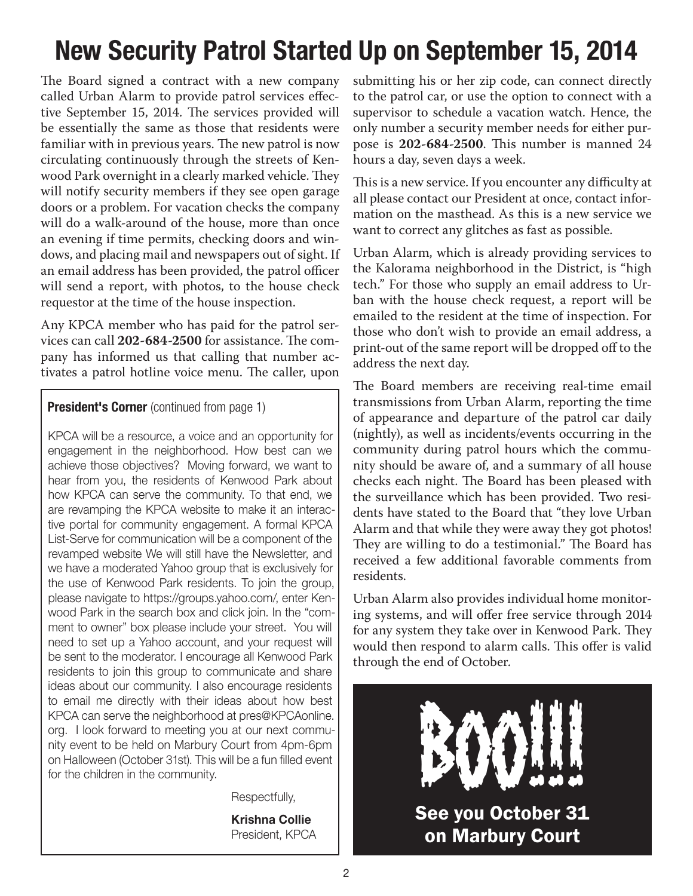# New Security Patrol Started Up on September 15, 2014

The Board signed a contract with a new company called Urban Alarm to provide patrol services effective September 15, 2014. The services provided will be essentially the same as those that residents were familiar with in previous years. The new patrol is now circulating continuously through the streets of Kenwood Park overnight in a clearly marked vehicle. They will notify security members if they see open garage doors or a problem. For vacation checks the company will do a walk-around of the house, more than once an evening if time permits, checking doors and windows, and placing mail and newspapers out of sight. If an email address has been provided, the patrol officer will send a report, with photos, to the house check requestor at the time of the house inspection.

Any KPCA member who has paid for the patrol services can call **202-684-2500** for assistance. The company has informed us that calling that number activates a patrol hotline voice menu. The caller, upon submitting his or her zip code, can connect directly to the patrol car, or use the option to connect with a supervisor to schedule a vacation watch. Hence, the only number a security member needs for either purpose is **202-684-2500**. This number is manned 24 hours a day, seven days a week.

This is a new service. If you encounter any difficulty at all please contact our President at once, contact information on the masthead. As this is a new service we want to correct any glitches as fast as possible.

Urban Alarm, which is already providing services to the Kalorama neighborhood in the District, is "high tech." For those who supply an email address to Urban with the house check request, a report will be emailed to the resident at the time of inspection. For those who don't wish to provide an email address, a print-out of the same report will be dropped off to the address the next day.

The Board members are receiving real-time email transmissions from Urban Alarm, reporting the time of appearance and departure of the patrol car daily (nightly), as well as incidents/events occurring in the community during patrol hours which the community should be aware of, and a summary of all house checks each night. The Board has been pleased with the surveillance which has been provided. Two residents have stated to the Board that "they love Urban Alarm and that while they were away they got photos! They are willing to do a testimonial." The Board has received a few additional favorable comments from residents.

Urban Alarm also provides individual home monitoring systems, and will offer free service through 2014 for any system they take over in Kenwood Park. They would then respond to alarm calls. This offer is valid through the end of October.

**President's Corner** (continued from page 1)

KPCA will be a resource, a voice and an opportunity for engagement in the neighborhood. How best can we achieve those objectives? Moving forward, we want to hear from you, the residents of Kenwood Park about how KPCA can serve the community. To that end, we are revamping the KPCA website to make it an interactive portal for community engagement. A formal KPCA List-Serve for communication will be a component of the revamped website We will still have the Newsletter, and we have a moderated Yahoo group that is exclusively for the use of Kenwood Park residents. To join the group, please navigate to https://groups.yahoo.com/, enter Kenwood Park in the search box and click join. In the "comment to owner" box please include your street. You will need to set up a Yahoo account, and your request will be sent to the moderator. I encourage all Kenwood Park residents to join this group to communicate and share ideas about our community. I also encourage residents to email me directly with their ideas about how best KPCA can serve the neighborhood at pres@KPCAonline.org. I look forward to meeting you at our next community event to be held on Marbury Court from 4pm-6pm on Halloween (October 31st). This will be a fun filled event for the children in the community.

Respectfully,

**Krishna Collie**
President, KPCA

BOO!!!

See you October 31 on Marbury Court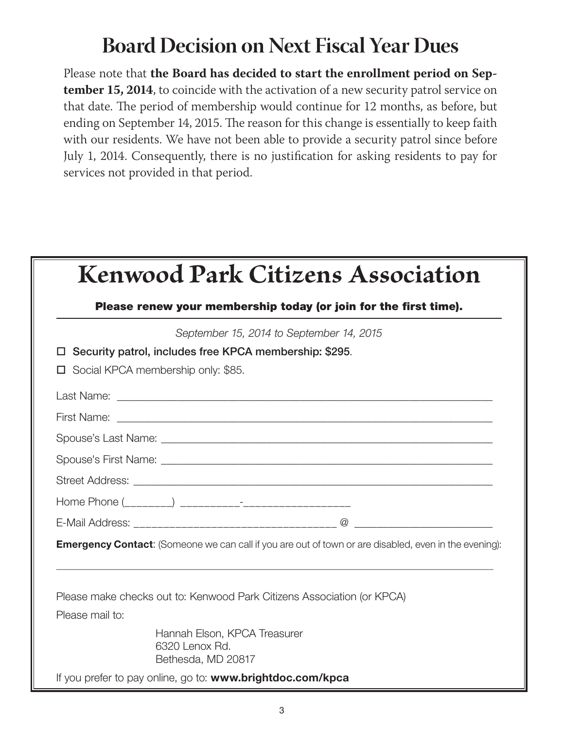# Board Decision on Next Fiscal Year Dues

Please note that **the Board has decided to start the enrollment period on September 15, 2014**, to coincide with the activation of a new security patrol service on that date. The period of membership would continue for 12 months, as before, but ending on September 14, 2015. The reason for this change is essentially to keep faith with our residents. We have not been able to provide a security patrol since before July 1, 2014. Consequently, there is no justification for asking residents to pay for services not provided in that period.

# Kenwood Park Citizens Association

**Please renew your membership today (or join for the first time).**

*September 15, 2014 to September 14, 2015*

☐ Security patrol, includes free KPCA membership: $295.

☐ Social KPCA membership only: $85.

Last Name: ____________________________________________

First Name: ____________________________________________

Spouse's Last Name: ____________________________________________

Spouse's First Name: ____________________________________________

Street Address: ____________________________________________

Home Phone (________) __________-__________________

E-Mail Address: __________________________________ @ ________________________

**Emergency Contact**: (Someone we can call if you are out of town or are disabled, even in the evening):

____________________________________________________________________

Please make checks out to: Kenwood Park Citizens Association (or KPCA)

Please mail to:

Hannah Elson, KPCA Treasurer
6320 Lenox Rd.
Bethesda, MD 20817

If you prefer to pay online, go to: **www.brightdoc.com/kpca**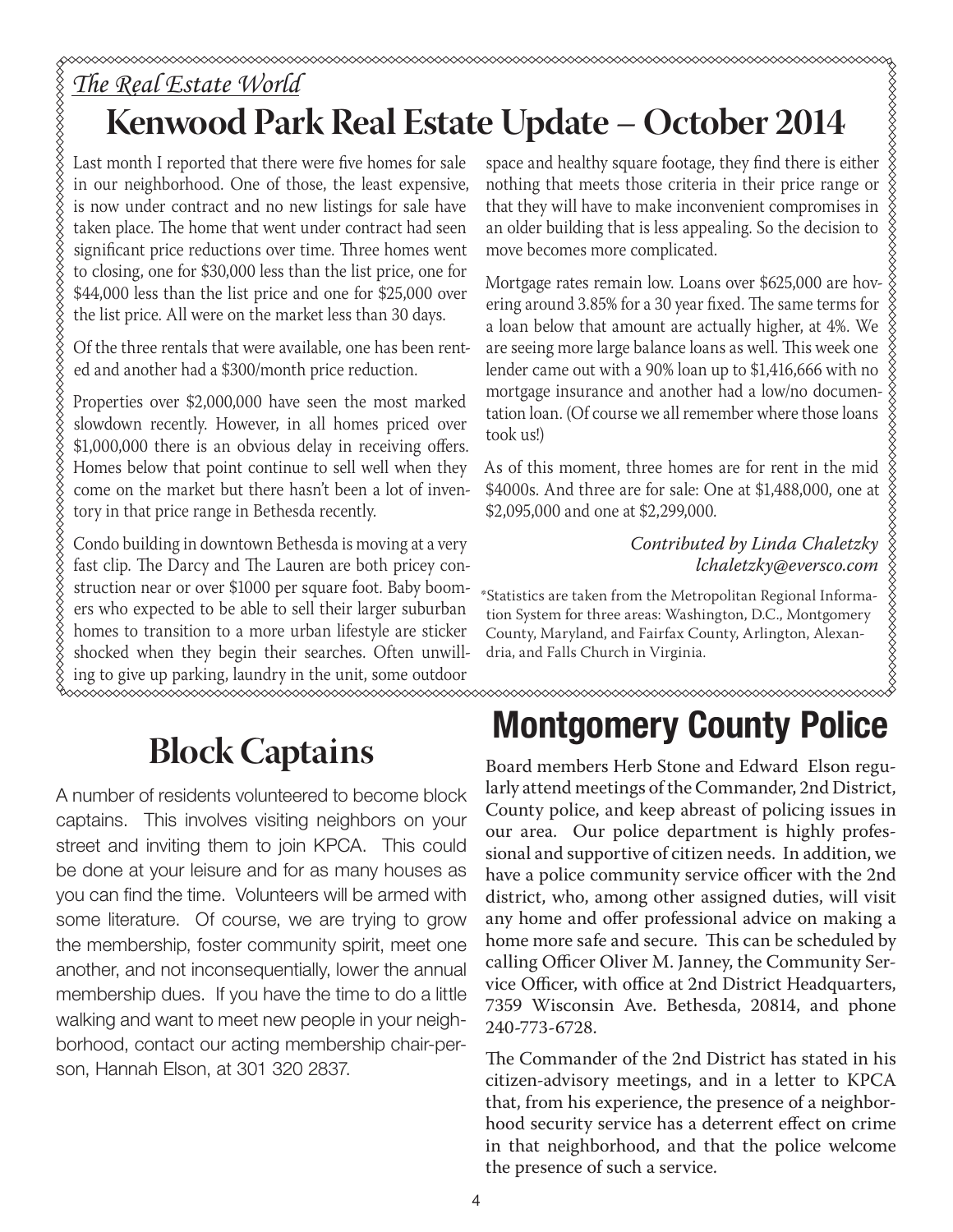*The Real Estate World*

# Kenwood Park Real Estate Update – October 2014

Last month I reported that there were five homes for sale in our neighborhood. One of those, the least expensive, is now under contract and no new listings for sale have taken place. The home that went under contract had seen significant price reductions over time. Three homes went to closing, one for $30,000 less than the list price, one for $44,000 less than the list price and one for $25,000 over the list price. All were on the market less than 30 days.

Of the three rentals that were available, one has been rented and another had a $300/month price reduction.

Properties over $2,000,000 have seen the most marked slowdown recently. However, in all homes priced over $1,000,000 there is an obvious delay in receiving offers. Homes below that point continue to sell well when they come on the market but there hasn't been a lot of inventory in that price range in Bethesda recently.

Condo building in downtown Bethesda is moving at a very fast clip. The Darcy and The Lauren are both pricey construction near or over $1000 per square foot. Baby boomers who expected to be able to sell their larger suburban homes to transition to a more urban lifestyle are sticker shocked when they begin their searches. Often unwilling to give up parking, laundry in the unit, some outdoor space and healthy square footage, they find there is either nothing that meets those criteria in their price range or that they will have to make inconvenient compromises in an older building that is less appealing. So the decision to move becomes more complicated.

Mortgage rates remain low. Loans over $625,000 are hovering around 3.85% for a 30 year fixed. The same terms for a loan below that amount are actually higher, at 4%. We are seeing more large balance loans as well. This week one lender came out with a 90% loan up to $1,416,666 with no mortgage insurance and another had a low/no documentation loan. (Of course we all remember where those loans took us!)

As of this moment, three homes are for rent in the mid $4000s. And three are for sale: One at $1,488,000, one at $2,095,000 and one at $2,299,000.

*Contributed by Linda Chaletzky*
*lchaletzky@eversco.com*

*Statistics are taken from the Metropolitan Regional Information System for three areas: Washington, D.C., Montgomery County, Maryland, and Fairfax County, Arlington, Alexandria, and Falls Church in Virginia.

# Block Captains

A number of residents volunteered to become block captains. This involves visiting neighbors on your street and inviting them to join KPCA. This could be done at your leisure and for as many houses as you can find the time. Volunteers will be armed with some literature. Of course, we are trying to grow the membership, foster community spirit, meet one another, and not inconsequentially, lower the annual membership dues. If you have the time to do a little walking and want to meet new people in your neighborhood, contact our acting membership chair-person, Hannah Elson, at 301 320 2837.

# Montgomery County Police

Board members Herb Stone and Edward Elson regularly attend meetings of the Commander, 2nd District, County police, and keep abreast of policing issues in our area. Our police department is highly professional and supportive of citizen needs. In addition, we have a police community service officer with the 2nd district, who, among other assigned duties, will visit any home and offer professional advice on making a home more safe and secure. This can be scheduled by calling Officer Oliver M. Janney, the Community Service Officer, with office at 2nd District Headquarters, 7359 Wisconsin Ave. Bethesda, 20814, and phone 240-773-6728.

The Commander of the 2nd District has stated in his citizen-advisory meetings, and in a letter to KPCA that, from his experience, the presence of a neighborhood security service has a deterrent effect on crime in that neighborhood, and that the police welcome the presence of such a service.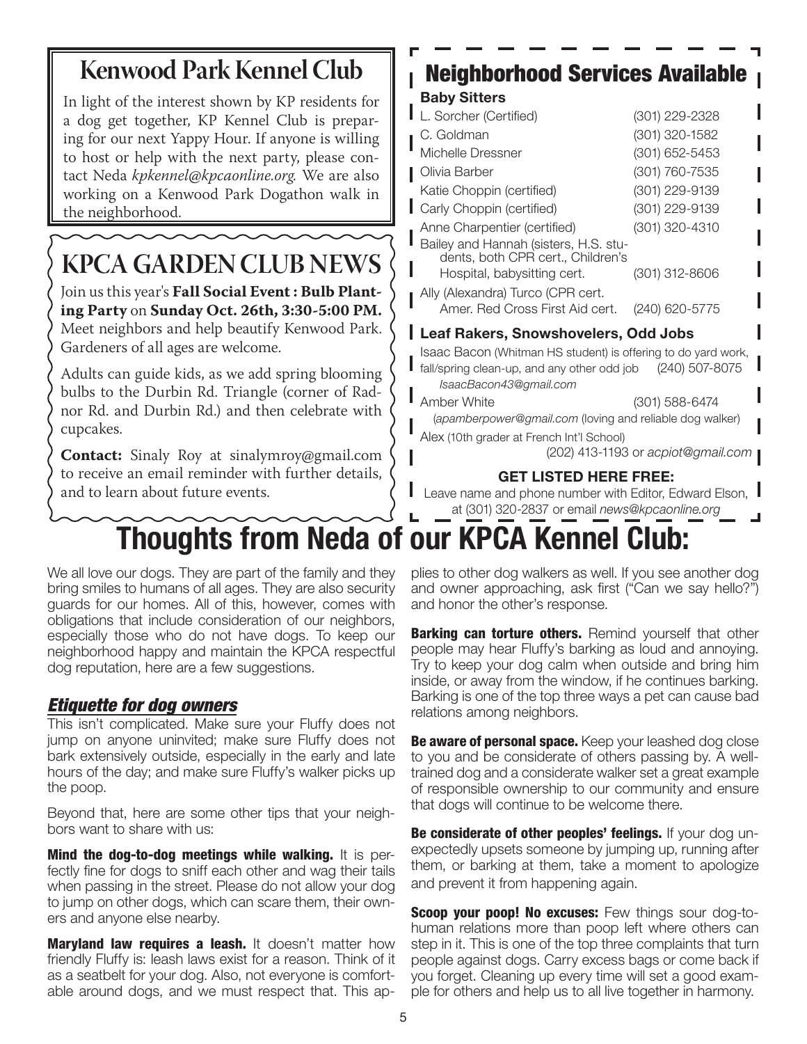## Kenwood Park Kennel Club

In light of the interest shown by KP residents for a dog get together, KP Kennel Club is preparing for our next Yappy Hour. If anyone is willing to host or help with the next party, please contact Neda *kpkennel@kpcaonline.org.* We are also working on a Kenwood Park Dogathon walk in the neighborhood.

## KPCA GARDEN CLUB NEWS

Join us this year's **Fall Social Event : Bulb Planting Party** on **Sunday Oct. 26th, 3:30-5:00 PM.** Meet neighbors and help beautify Kenwood Park. Gardeners of all ages are welcome.

Adults can guide kids, as we add spring blooming bulbs to the Durbin Rd. Triangle (corner of Radnor Rd. and Durbin Rd.) and then celebrate with cupcakes.

**Contact:** Sinaly Roy at sinalymroy@gmail.com to receive an email reminder with further details, and to learn about future events.

## Neighborhood Services Available

### Baby Sitters

| | |
|---|---|
| L. Sorcher (Certified) | (301) 229-2328 |
| C. Goldman | (301) 320-1582 |
| Michelle Dressner | (301) 652-5453 |
| Olivia Barber | (301) 760-7535 |
| Katie Choppin (certified) | (301) 229-9139 |
| Carly Choppin (certified) | (301) 229-9139 |
| Anne Charpentier (certified) | (301) 320-4310 |
| Bailey and Hannah (sisters, H.S. students, both CPR cert., Children's Hospital, babysitting cert. | (301) 312-8606 |
| Ally (Alexandra) Turco (CPR cert. Amer. Red Cross First Aid cert. | (240) 620-5775 |

### Leaf Rakers, Snowshovelers, Odd Jobs

Isaac Bacon (Whitman HS student) is offering to do yard work, fall/spring clean-up, and any other odd job (240) 507-8075
*IsaacBacon43@gmail.com*

Amber White (301) 588-6474
(*apamberpower@gmail.com* (loving and reliable dog walker)

Alex (10th grader at French Int'l School)
(202) 413-1193 or *acpiot@gmail.com*

**GET LISTED HERE FREE:**

Leave name and phone number with Editor, Edward Elson, at (301) 320-2837 or email *news@kpcaonline.org*

# Thoughts from Neda of our KPCA Kennel Club:

We all love our dogs. They are part of the family and they bring smiles to humans of all ages. They are also security guards for our homes. All of this, however, comes with obligations that include consideration of our neighbors, especially those who do not have dogs. To keep our neighborhood happy and maintain the KPCA respectful dog reputation, here are a few suggestions.

### *Etiquette for dog owners*

This isn't complicated. Make sure your Fluffy does not jump on anyone uninvited; make sure Fluffy does not bark extensively outside, especially in the early and late hours of the day; and make sure Fluffy's walker picks up the poop.

Beyond that, here are some other tips that your neighbors want to share with us:

**Mind the dog-to-dog meetings while walking.** It is perfectly fine for dogs to sniff each other and wag their tails when passing in the street. Please do not allow your dog to jump on other dogs, which can scare them, their owners and anyone else nearby.

**Maryland law requires a leash.** It doesn't matter how friendly Fluffy is: leash laws exist for a reason. Think of it as a seatbelt for your dog. Also, not everyone is comfortable around dogs, and we must respect that. This applies to other dog walkers as well. If you see another dog and owner approaching, ask first ("Can we say hello?") and honor the other's response.

**Barking can torture others.** Remind yourself that other people may hear Fluffy's barking as loud and annoying. Try to keep your dog calm when outside and bring him inside, or away from the window, if he continues barking. Barking is one of the top three ways a pet can cause bad relations among neighbors.

**Be aware of personal space.** Keep your leashed dog close to you and be considerate of others passing by. A well-trained dog and a considerate walker set a great example of responsible ownership to our community and ensure that dogs will continue to be welcome there.

**Be considerate of other peoples' feelings.** If your dog unexpectedly upsets someone by jumping up, running after them, or barking at them, take a moment to apologize and prevent it from happening again.

**Scoop your poop! No excuses:** Few things sour dog-to-human relations more than poop left where others can step in it. This is one of the top three complaints that turn people against dogs. Carry excess bags or come back if you forget. Cleaning up every time will set a good example for others and help us to all live together in harmony.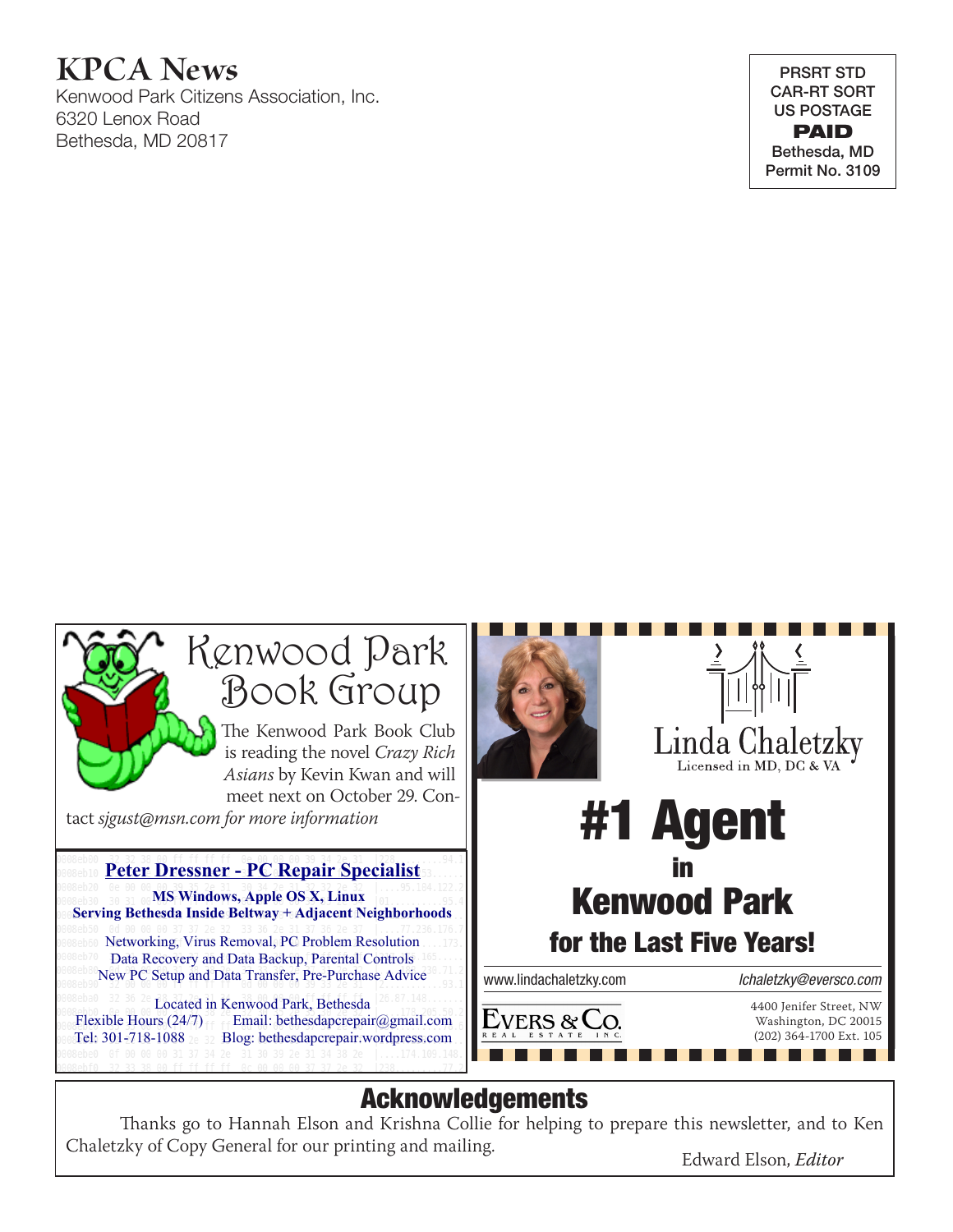# KPCA News

Kenwood Park Citizens Association, Inc.
6320 Lenox Road
Bethesda, MD 20817

PRSRT STD
CAR-RT SORT
US POSTAGE
**PAID**
Bethesda, MD
Permit No. 3109

## Kenwood Park Book Group

The Kenwood Park Book Club is reading the novel *Crazy Rich Asians* by Kevin Kwan and will meet next on October 29. Contact *sjgust@msn.com for more information*

**Peter Dressner - PC Repair Specialist**

**MS Windows, Apple OS X, Linux**
**Serving Bethesda Inside Beltway + Adjacent Neighborhoods**

Networking, Virus Removal, PC Problem Resolution
Data Recovery and Data Backup, Parental Controls
New PC Setup and Data Transfer, Pre-Purchase Advice

Located in Kenwood Park, Bethesda
Flexible Hours (24/7) Email: bethesdapcrepair@gmail.com
Tel: 301-718-1088 Blog: bethesdapcrepair.wordpress.com

Linda Chaletzky
Licensed in MD, DC & VA

**#1 Agent in Kenwood Park for the Last Five Years!**

www.lindachaletzky.com *lchaletzky@eversco.com*

Evers & Co. Real Estate Inc.
4400 Jenifer Street, NW
Washington, DC 20015
(202) 364-1700 Ext. 105

## Acknowledgements

Thanks go to Hannah Elson and Krishna Collie for helping to prepare this newsletter, and to Ken Chaletzky of Copy General for our printing and mailing.

Edward Elson, *Editor*